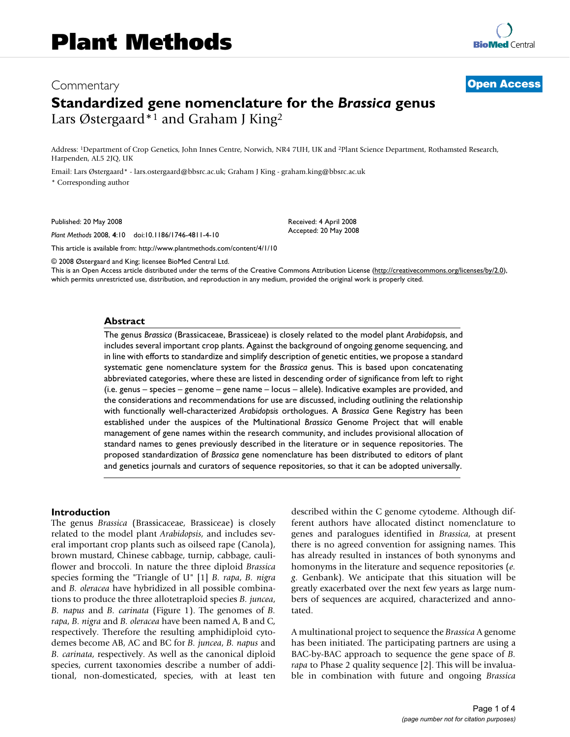# Plant Methods

Commentary

**Open Access**

# Standardized gene nomenclature for the *Brassica* genus

Lars Østergaard*[1] and Graham J King[2]

Address: [1]Department of Crop Genetics, John Innes Centre, Norwich, NR4 7UH, UK and [2]Plant Science Department, Rothamsted Research, Harpenden, AL5 2JQ, UK

Email: Lars Østergaard* - lars.ostergaard@bbsrc.ac.uk; Graham J King - graham.king@bbsrc.ac.uk

* Corresponding author

Published: 20 May 2008

*Plant Methods* 2008, **4**:10 doi:10.1186/1746-4811-4-10

Received: 4 April 2008
Accepted: 20 May 2008

This article is available from: http://www.plantmethods.com/content/4/1/10

© 2008 Østergaard and King; licensee BioMed Central Ltd.
This is an Open Access article distributed under the terms of the Creative Commons Attribution License (http://creativecommons.org/licenses/by/2.0), which permits unrestricted use, distribution, and reproduction in any medium, provided the original work is properly cited.

## Abstract

The genus *Brassica* (Brassicaceae, Brassiceae) is closely related to the model plant *Arabidopsis*, and includes several important crop plants. Against the background of ongoing genome sequencing, and in line with efforts to standardize and simplify description of genetic entities, we propose a standard systematic gene nomenclature system for the *Brassica* genus. This is based upon concatenating abbreviated categories, where these are listed in descending order of significance from left to right (i.e. genus – species – genome – gene name – locus – allele). Indicative examples are provided, and the considerations and recommendations for use are discussed, including outlining the relationship with functionally well-characterized *Arabidopsis* orthologues. A *Brassica* Gene Registry has been established under the auspices of the Multinational *Brassica* Genome Project that will enable management of gene names within the research community, and includes provisional allocation of standard names to genes previously described in the literature or in sequence repositories. The proposed standardization of *Brassica* gene nomenclature has been distributed to editors of plant and genetics journals and curators of sequence repositories, so that it can be adopted universally.

## Introduction

The genus *Brassica* (Brassicaceae, Brassiceae) is closely related to the model plant *Arabidopsis*, and includes several important crop plants such as oilseed rape (Canola), brown mustard, Chinese cabbage, turnip, cabbage, cauliflower and broccoli. In nature the three diploid *Brassica* species forming the "Triangle of U" [1] *B. rapa*, *B. nigra* and *B. oleracea* have hybridized in all possible combinations to produce the three allotetraploid species *B. juncea*, *B. napus* and *B. carinata* (Figure 1). The genomes of *B. rapa*, *B. nigra* and *B. oleracea* have been named A, B and C, respectively. Therefore the resulting amphidiploid cytodemes become AB, AC and BC for *B. juncea*, *B. napus* and *B. carinata*, respectively. As well as the canonical diploid species, current taxonomies describe a number of additional, non-domesticated, species, with at least ten described within the C genome cytodeme. Although different authors have allocated distinct nomenclature to genes and paralogues identified in *Brassica*, at present there is no agreed convention for assigning names. This has already resulted in instances of both synonyms and homonyms in the literature and sequence repositories (*e. g.* Genbank). We anticipate that this situation will be greatly exacerbated over the next few years as large numbers of sequences are acquired, characterized and annotated.

A multinational project to sequence the *Brassica* A genome has been initiated. The participating partners are using a BAC-by-BAC approach to sequence the gene space of *B. rapa* to Phase 2 quality sequence [2]. This will be invaluable in combination with future and ongoing *Brassica*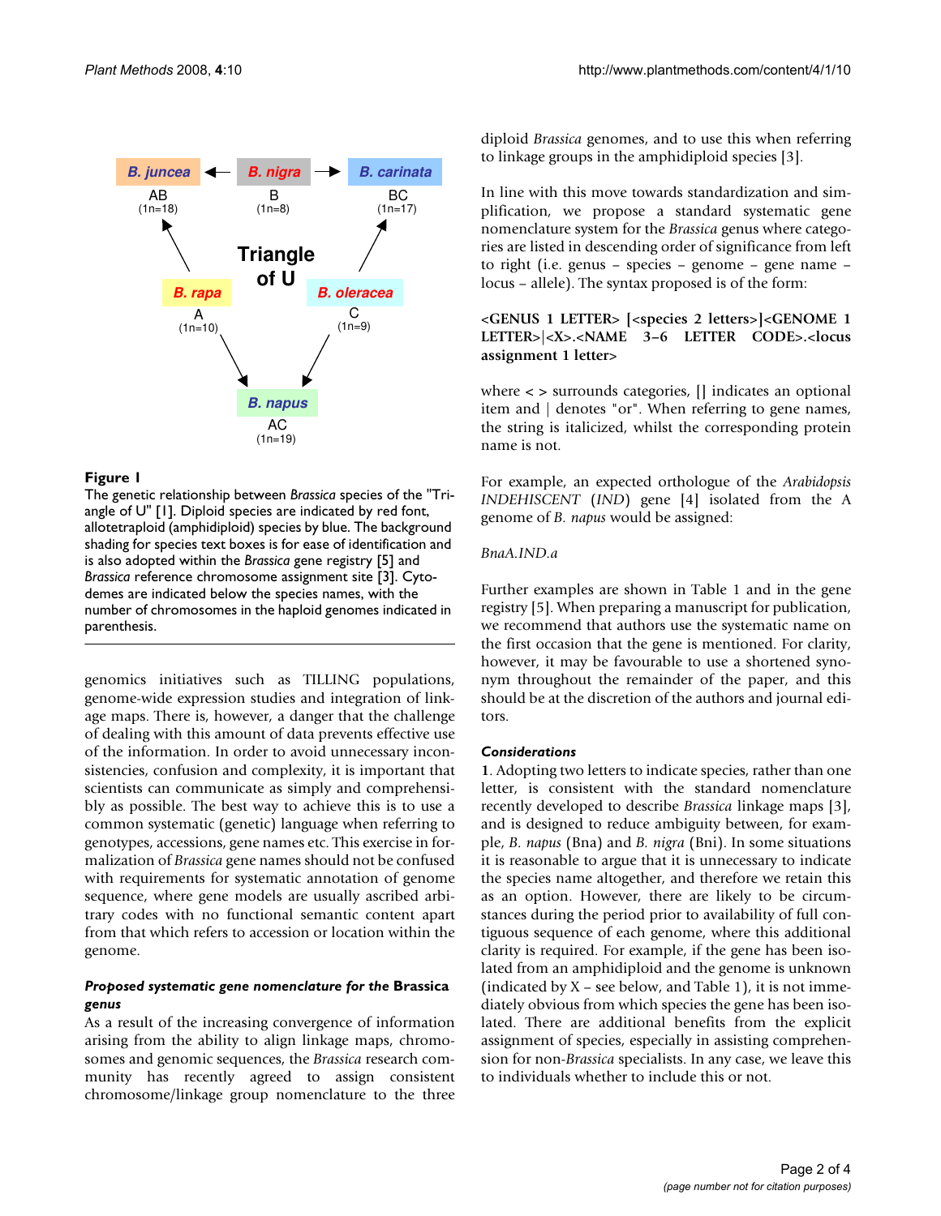**Figure 1**

The genetic relationship between *Brassica* species of the "Triangle of U" [1]. Diploid species are indicated by red font, allotetraploid (amphidiploid) species by blue. The background shading for species text boxes is for ease of identification and is also adopted within the *Brassica* gene registry [5] and *Brassica* reference chromosome assignment site [3]. Cytodemes are indicated below the species names, with the number of chromosomes in the haploid genomes indicated in parenthesis.

genomics initiatives such as TILLING populations, genome-wide expression studies and integration of linkage maps. There is, however, a danger that the challenge of dealing with this amount of data prevents effective use of the information. In order to avoid unnecessary inconsistencies, confusion and complexity, it is important that scientists can communicate as simply and comprehensibly as possible. The best way to achieve this is to use a common systematic (genetic) language when referring to genotypes, accessions, gene names etc. This exercise in formalization of *Brassica* gene names should not be confused with requirements for systematic annotation of genome sequence, where gene models are usually ascribed arbitrary codes with no functional semantic content apart from that which refers to accession or location within the genome.

### *Proposed systematic gene nomenclature for the* Brassica *genus*

As a result of the increasing convergence of information arising from the ability to align linkage maps, chromosomes and genomic sequences, the *Brassica* research community has recently agreed to assign consistent chromosome/linkage group nomenclature to the three diploid *Brassica* genomes, and to use this when referring to linkage groups in the amphidiploid species [3].

In line with this move towards standardization and simplification, we propose a standard systematic gene nomenclature system for the *Brassica* genus where categories are listed in descending order of significance from left to right (i.e. genus – species – genome – gene name – locus – allele). The syntax proposed is of the form:

**<GENUS 1 LETTER> [<species 2 letters>]<GENOME 1 LETTER>|<X>.<NAME 3–6 LETTER CODE>.<locus assignment 1 letter>**

where < > surrounds categories, [] indicates an optional item and | denotes "or". When referring to gene names, the string is italicized, whilst the corresponding protein name is not.

For example, an expected orthologue of the *Arabidopsis INDEHISCENT* (*IND*) gene [4] isolated from the A genome of *B. napus* would be assigned:

*BnaA.IND.a*

Further examples are shown in Table 1 and in the gene registry [5]. When preparing a manuscript for publication, we recommend that authors use the systematic name on the first occasion that the gene is mentioned. For clarity, however, it may be favourable to use a shortened synonym throughout the remainder of the paper, and this should be at the discretion of the authors and journal editors.

#### *Considerations*

**1**. Adopting two letters to indicate species, rather than one letter, is consistent with the standard nomenclature recently developed to describe *Brassica* linkage maps [3], and is designed to reduce ambiguity between, for example, *B. napus* (Bna) and *B. nigra* (Bni). In some situations it is reasonable to argue that it is unnecessary to indicate the species name altogether, and therefore we retain this as an option. However, there are likely to be circumstances during the period prior to availability of full contiguous sequence of each genome, where this additional clarity is required. For example, if the gene has been isolated from an amphidiploid and the genome is unknown (indicated by X – see below, and Table 1), it is not immediately obvious from which species the gene has been isolated. There are additional benefits from the explicit assignment of species, especially in assisting comprehension for non-*Brassica* specialists. In any case, we leave this to individuals whether to include this or not.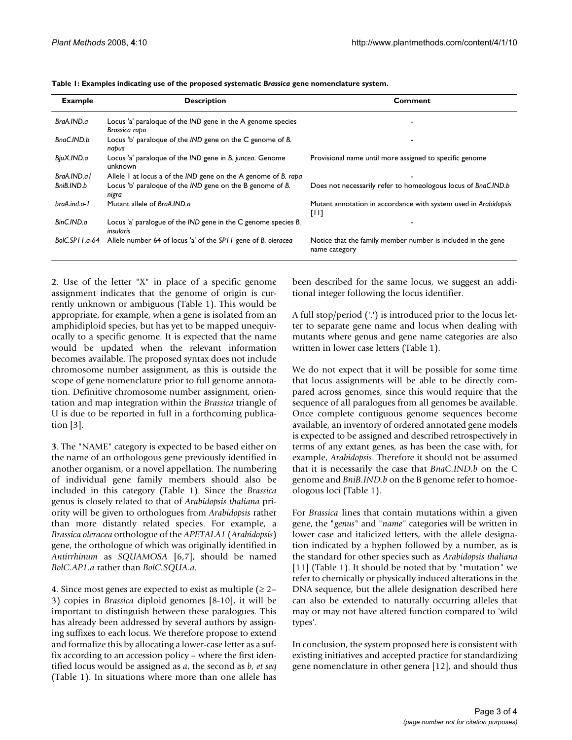**Table 1: Examples indicating use of the proposed systematic *Brassica* gene nomenclature system.**

| Example | Description | Comment |
|---|---|---|
| *BraA.IND.a* | Locus 'a' paraloque of the *IND* gene in the A genome species *Brassica rapa* | - |
| *BnaC.IND.b* | Locus 'b' paraloque of the *IND* gene on the C genome of *B. napus* | - |
| *BjuX.IND.a* | Locus 'a' paraloque of the *IND* gene in *B. juncea*. Genome unknown | Provisional name until more assigned to specific genome |
| *BraA.IND.a1* | Allele 1 at locus a of the *IND* gene on the A genome of *B. rapa* | - |
| *BniB.IND.b* | Locus 'b' paraloque of the *IND* gene on the B genome of *B. nigra* | Does not necessarily refer to homeologous locus of *BnaC.IND.b* |
| *braA.ind.a-1* | Mutant allele of *BraA.IND.a* | Mutant annotation in accordance with system used in *Arabidopsis* [11] |
| *BinC.IND.a* | Locus 'a' paralogue of the *IND* gene in the C genome species *B. insularis* | - |
| *BolC.SP11.a-64* | Allele number 64 of locus 'a' of the *SP11* gene of *B. oleracea* | Notice that the family member number is included in the gene name category |

**2**. Use of the letter "X" in place of a specific genome assignment indicates that the genome of origin is currently unknown or ambiguous (Table 1). This would be appropriate, for example, when a gene is isolated from an amphidiploid species, but has yet to be mapped unequivocally to a specific genome. It is expected that the name would be updated when the relevant information becomes available. The proposed syntax does not include chromosome number assignment, as this is outside the scope of gene nomenclature prior to full genome annotation. Definitive chromosome number assignment, orientation and map integration within the *Brassica* triangle of U is due to be reported in full in a forthcoming publication [3].

**3**. The "NAME" category is expected to be based either on the name of an orthologous gene previously identified in another organism, or a novel appellation. The numbering of individual gene family members should also be included in this category (Table 1). Since the *Brassica* genus is closely related to that of *Arabidopsis thaliana* priority will be given to orthologues from *Arabidopsis* rather than more distantly related species. For example, a *Brassica oleracea* orthologue of the *APETALA1* (*Arabidopsis*) gene, the orthologue of which was originally identified in *Antirrhinum* as *SQUAMOSA* [6,7], should be named *BolC.AP1.a* rather than *BolC.SQUA.a*.

**4**. Since most genes are expected to exist as multiple (≥ 2–3) copies in *Brassica* diploid genomes [8-10], it will be important to distinguish between these paralogues. This has already been addressed by several authors by assigning suffixes to each locus. We therefore propose to extend and formalize this by allocating a lower-case letter as a suffix according to an accession policy – where the first identified locus would be assigned as *a*, the second as *b*, *et seq* (Table 1). In situations where more than one allele has been described for the same locus, we suggest an additional integer following the locus identifier.

A full stop/period ('.') is introduced prior to the locus letter to separate gene name and locus when dealing with mutants where genus and gene name categories are also written in lower case letters (Table 1).

We do not expect that it will be possible for some time that locus assignments will be able to be directly compared across genomes, since this would require that the sequence of all paralogues from all genomes be available. Once complete contiguous genome sequences become available, an inventory of ordered annotated gene models is expected to be assigned and described retrospectively in terms of any extant genes, as has been the case with, for example, *Arabidopsis*. Therefore it should not be assumed that it is necessarily the case that *BnaC.IND.b* on the C genome and *BniB.IND.b* on the B genome refer to homoeologous loci (Table 1).

For *Brassica* lines that contain mutations within a given gene, the "*genus*" and "*name*" categories will be written in lower case and italicized letters, with the allele designation indicated by a hyphen followed by a number, as is the standard for other species such as *Arabidopsis thaliana* [11] (Table 1). It should be noted that by "mutation" we refer to chemically or physically induced alterations in the DNA sequence, but the allele designation described here can also be extended to naturally occurring alleles that may or may not have altered function compared to 'wild types'.

In conclusion, the system proposed here is consistent with existing initiatives and accepted practice for standardizing gene nomenclature in other genera [12], and should thus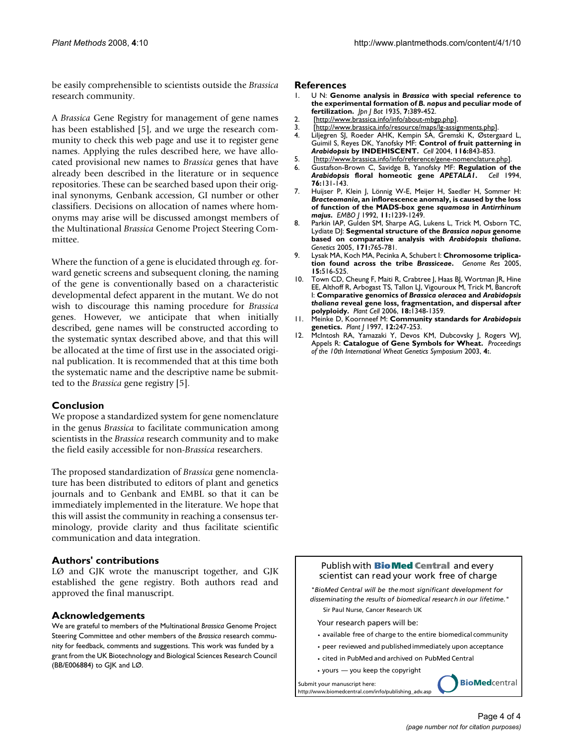be easily comprehensible to scientists outside the *Brassica* research community.

A *Brassica* Gene Registry for management of gene names has been established [5], and we urge the research community to check this web page and use it to register gene names. Applying the rules described here, we have allocated provisional new names to *Brassica* genes that have already been described in the literature or in sequence repositories. These can be searched based upon their original synonyms, Genbank accession, GI number or other classifiers. Decisions on allocation of names where homonyms may arise will be discussed amongst members of the Multinational *Brassica* Genome Project Steering Committee.

Where the function of a gene is elucidated through *eg*. forward genetic screens and subsequent cloning, the naming of the gene is conventionally based on a characteristic developmental defect apparent in the mutant. We do not wish to discourage this naming procedure for *Brassica* genes. However, we anticipate that when initially described, gene names will be constructed according to the systematic syntax described above, and that this will be allocated at the time of first use in the associated original publication. It is recommended that at this time both the systematic name and the descriptive name be submitted to the *Brassica* gene registry [5].

## Conclusion

We propose a standardized system for gene nomenclature in the genus *Brassica* to facilitate communication among scientists in the *Brassica* research community and to make the field easily accessible for non-*Brassica* researchers.

The proposed standardization of *Brassica* gene nomenclature has been distributed to editors of plant and genetics journals and to Genbank and EMBL so that it can be immediately implemented in the literature. We hope that this will assist the community in reaching a consensus terminology, provide clarity and thus facilitate scientific communication and data integration.

## Authors' contributions

LØ and GJK wrote the manuscript together, and GJK established the gene registry. Both authors read and approved the final manuscript.

## Acknowledgements

We are grateful to members of the Multinational *Brassica* Genome Project Steering Committee and other members of the *Brassica* research community for feedback, comments and suggestions. This work was funded by a grant from the UK Biotechnology and Biological Sciences Research Council (BB/E006884) to GJK and LØ.

## References

1. U N: **Genome analysis in *Brassica* with special reference to the experimental formation of *B. napus* and peculiar mode of fertilization.** *Jpn J Bot* 1935, **7:**389-452.
2. [http://www.brassica.info/info/about-mbgp.php].
3. [http://www.brassica.info/resource/maps/lg-assignments.php].
4. Liljegren SJ, Roeder AHK, Kempin SA, Gremski K, Østergaard L, Guimil S, Reyes DK, Yanofsky MF: **Control of fruit patterning in *Arabidopsis* by INDEHISCENT.** *Cell* 2004, **116:**843-853.
5. [http://www.brassica.info/info/reference/gene-nomenclature.php].
6. Gustafson-Brown C, Savidge B, Yanofsky MF: **Regulation of the *Arabidopsis* floral homeotic gene *APETALA1*.** *Cell* 1994, **76:**131-143.
7. Huijser P, Klein J, Lönnig W-E, Meijer H, Saedler H, Sommer H: ***Bracteomania*, an inflorescence anomaly, is caused by the loss of function of the MADS-box gene *squamosa* in *Antirrhinum majus*.** *EMBO J* 1992, **11:**1239-1249.
8. Parkin IAP, Gulden SM, Sharpe AG, Lukens L, Trick M, Osborn TC, Lydiate DJ: **Segmental structure of the *Brassica napus* genome based on comparative analysis with *Arabidopsis thaliana*.** *Genetics* 2005, **171:**765-781.
9. Lysak MA, Koch MA, Pecinka A, Schubert I: **Chromosome triplication found across the tribe *Brassiceae*.** *Genome Res* 2005, **15:**516-525.
10. Town CD, Cheung F, Maiti R, Crabtree J, Haas BJ, Wortman JR, Hine EE, Althoff R, Arbogast TS, Tallon LJ, Vigouroux M, Trick M, Bancroft I: **Comparative genomics of *Brassica oleracea* and *Arabidopsis thaliana* reveal gene loss, fragmentation, and dispersal after polyploidy.** *Plant Cell* 2006, **18:**1348-1359.
11. Meinke D, Koornneef M: **Community standards for *Arabidopsis* genetics.** *Plant J* 1997, **12:**247-253.
12. McIntosh RA, Yamazaki Y, Devos KM, Dubcovsky J, Rogers WJ, Appels R: **Catalogue of Gene Symbols for Wheat.** *Proceedings of the 10th International Wheat Genetics Symposium* 2003, **4:**.

Publish with **BioMed Central** and every scientist can read your work free of charge

*"BioMed Central will be the most significant development for disseminating the results of biomedical research in our lifetime."*

Sir Paul Nurse, Cancer Research UK

Your research papers will be:

- available free of charge to the entire biomedical community
- peer reviewed and published immediately upon acceptance
- cited in PubMed and archived on PubMed Central
- yours — you keep the copyright

Submit your manuscript here:
http://www.biomedcentral.com/info/publishing_adv.asp

BioMedcentral